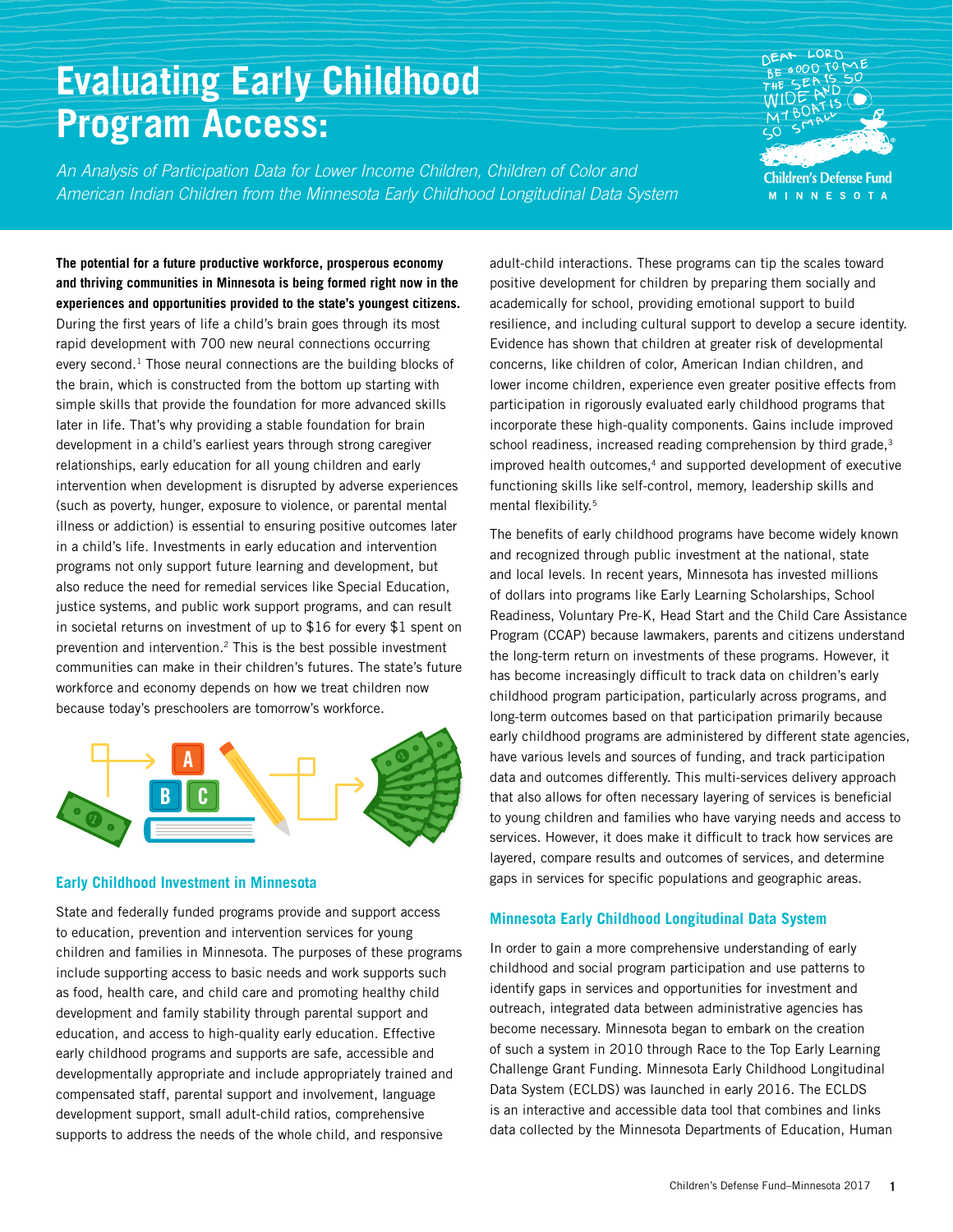# Evaluating Early Childhood Program Access:

*An Analysis of Participation Data for Lower Income Children, Children of Color and American Indian Children from the Minnesota Early Childhood Longitudinal Data System*

**The potential for a future productive workforce, prosperous economy and thriving communities in Minnesota is being formed right now in the experiences and opportunities provided to the state's youngest citizens.** During the first years of life a child's brain goes through its most rapid development with 700 new neural connections occurring every second.[1] Those neural connections are the building blocks of the brain, which is constructed from the bottom up starting with simple skills that provide the foundation for more advanced skills later in life. That's why providing a stable foundation for brain development in a child's earliest years through strong caregiver relationships, early education for all young children and early intervention when development is disrupted by adverse experiences (such as poverty, hunger, exposure to violence, or parental mental illness or addiction) is essential to ensuring positive outcomes later in a child's life. Investments in early education and intervention programs not only support future learning and development, but also reduce the need for remedial services like Special Education, justice systems, and public work support programs, and can result in societal returns on investment of up to $16 for every $1 spent on prevention and intervention.[2] This is the best possible investment communities can make in their children's futures. The state's future workforce and economy depends on how we treat children now because today's preschoolers are tomorrow's workforce.

## Early Childhood Investment in Minnesota

State and federally funded programs provide and support access to education, prevention and intervention services for young children and families in Minnesota. The purposes of these programs include supporting access to basic needs and work supports such as food, health care, and child care and promoting healthy child development and family stability through parental support and education, and access to high-quality early education. Effective early childhood programs and supports are safe, accessible and developmentally appropriate and include appropriately trained and compensated staff, parental support and involvement, language development support, small adult-child ratios, comprehensive supports to address the needs of the whole child, and responsive adult-child interactions. These programs can tip the scales toward positive development for children by preparing them socially and academically for school, providing emotional support to build resilience, and including cultural support to develop a secure identity. Evidence has shown that children at greater risk of developmental concerns, like children of color, American Indian children, and lower income children, experience even greater positive effects from participation in rigorously evaluated early childhood programs that incorporate these high-quality components. Gains include improved school readiness, increased reading comprehension by third grade,[3] improved health outcomes,[4] and supported development of executive functioning skills like self-control, memory, leadership skills and mental flexibility.[5]

The benefits of early childhood programs have become widely known and recognized through public investment at the national, state and local levels. In recent years, Minnesota has invested millions of dollars into programs like Early Learning Scholarships, School Readiness, Voluntary Pre-K, Head Start and the Child Care Assistance Program (CCAP) because lawmakers, parents and citizens understand the long-term return on investments of these programs. However, it has become increasingly difficult to track data on children's early childhood program participation, particularly across programs, and long-term outcomes based on that participation primarily because early childhood programs are administered by different state agencies, have various levels and sources of funding, and track participation data and outcomes differently. This multi-services delivery approach that also allows for often necessary layering of services is beneficial to young children and families who have varying needs and access to services. However, it does make it difficult to track how services are layered, compare results and outcomes of services, and determine gaps in services for specific populations and geographic areas.

## Minnesota Early Childhood Longitudinal Data System

In order to gain a more comprehensive understanding of early childhood and social program participation and use patterns to identify gaps in services and opportunities for investment and outreach, integrated data between administrative agencies has become necessary. Minnesota began to embark on the creation of such a system in 2010 through Race to the Top Early Learning Challenge Grant Funding. Minnesota Early Childhood Longitudinal Data System (ECLDS) was launched in early 2016. The ECLDS is an interactive and accessible data tool that combines and links data collected by the Minnesota Departments of Education, Human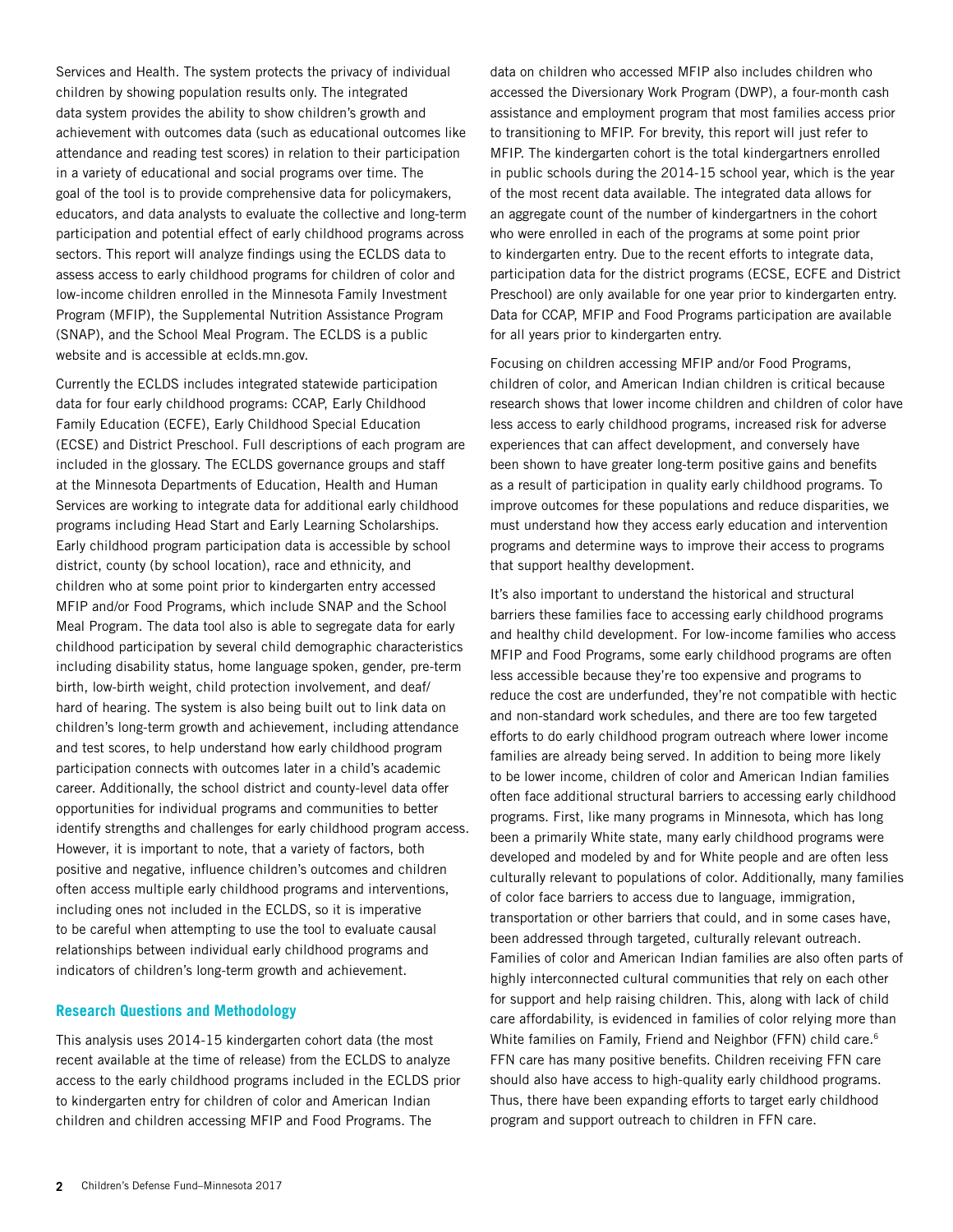Services and Health. The system protects the privacy of individual children by showing population results only. The integrated data system provides the ability to show children's growth and achievement with outcomes data (such as educational outcomes like attendance and reading test scores) in relation to their participation in a variety of educational and social programs over time. The goal of the tool is to provide comprehensive data for policymakers, educators, and data analysts to evaluate the collective and long-term participation and potential effect of early childhood programs across sectors. This report will analyze findings using the ECLDS data to assess access to early childhood programs for children of color and low-income children enrolled in the Minnesota Family Investment Program (MFIP), the Supplemental Nutrition Assistance Program (SNAP), and the School Meal Program. The ECLDS is a public website and is accessible at eclds.mn.gov.

Currently the ECLDS includes integrated statewide participation data for four early childhood programs: CCAP, Early Childhood Family Education (ECFE), Early Childhood Special Education (ECSE) and District Preschool. Full descriptions of each program are included in the glossary. The ECLDS governance groups and staff at the Minnesota Departments of Education, Health and Human Services are working to integrate data for additional early childhood programs including Head Start and Early Learning Scholarships. Early childhood program participation data is accessible by school district, county (by school location), race and ethnicity, and children who at some point prior to kindergarten entry accessed MFIP and/or Food Programs, which include SNAP and the School Meal Program. The data tool also is able to segregate data for early childhood participation by several child demographic characteristics including disability status, home language spoken, gender, pre-term birth, low-birth weight, child protection involvement, and deaf/hard of hearing. The system is also being built out to link data on children's long-term growth and achievement, including attendance and test scores, to help understand how early childhood program participation connects with outcomes later in a child's academic career. Additionally, the school district and county-level data offer opportunities for individual programs and communities to better identify strengths and challenges for early childhood program access. However, it is important to note, that a variety of factors, both positive and negative, influence children's outcomes and children often access multiple early childhood programs and interventions, including ones not included in the ECLDS, so it is imperative to be careful when attempting to use the tool to evaluate causal relationships between individual early childhood programs and indicators of children's long-term growth and achievement.

## Research Questions and Methodology

This analysis uses 2014-15 kindergarten cohort data (the most recent available at the time of release) from the ECLDS to analyze access to the early childhood programs included in the ECLDS prior to kindergarten entry for children of color and American Indian children and children accessing MFIP and Food Programs. The data on children who accessed MFIP also includes children who accessed the Diversionary Work Program (DWP), a four-month cash assistance and employment program that most families access prior to transitioning to MFIP. For brevity, this report will just refer to MFIP. The kindergarten cohort is the total kindergartners enrolled in public schools during the 2014-15 school year, which is the year of the most recent data available. The integrated data allows for an aggregate count of the number of kindergartners in the cohort who were enrolled in each of the programs at some point prior to kindergarten entry. Due to the recent efforts to integrate data, participation data for the district programs (ECSE, ECFE and District Preschool) are only available for one year prior to kindergarten entry. Data for CCAP, MFIP and Food Programs participation are available for all years prior to kindergarten entry.

Focusing on children accessing MFIP and/or Food Programs, children of color, and American Indian children is critical because research shows that lower income children and children of color have less access to early childhood programs, increased risk for adverse experiences that can affect development, and conversely have been shown to have greater long-term positive gains and benefits as a result of participation in quality early childhood programs. To improve outcomes for these populations and reduce disparities, we must understand how they access early education and intervention programs and determine ways to improve their access to programs that support healthy development.

It's also important to understand the historical and structural barriers these families face to accessing early childhood programs and healthy child development. For low-income families who access MFIP and Food Programs, some early childhood programs are often less accessible because they're too expensive and programs to reduce the cost are underfunded, they're not compatible with hectic and non-standard work schedules, and there are too few targeted efforts to do early childhood program outreach where lower income families are already being served. In addition to being more likely to be lower income, children of color and American Indian families often face additional structural barriers to accessing early childhood programs. First, like many programs in Minnesota, which has long been a primarily White state, many early childhood programs were developed and modeled by and for White people and are often less culturally relevant to populations of color. Additionally, many families of color face barriers to access due to language, immigration, transportation or other barriers that could, and in some cases have, been addressed through targeted, culturally relevant outreach. Families of color and American Indian families are also often parts of highly interconnected cultural communities that rely on each other for support and help raising children. This, along with lack of child care affordability, is evidenced in families of color relying more than White families on Family, Friend and Neighbor (FFN) child care.[6] FFN care has many positive benefits. Children receiving FFN care should also have access to high-quality early childhood programs. Thus, there have been expanding efforts to target early childhood program and support outreach to children in FFN care.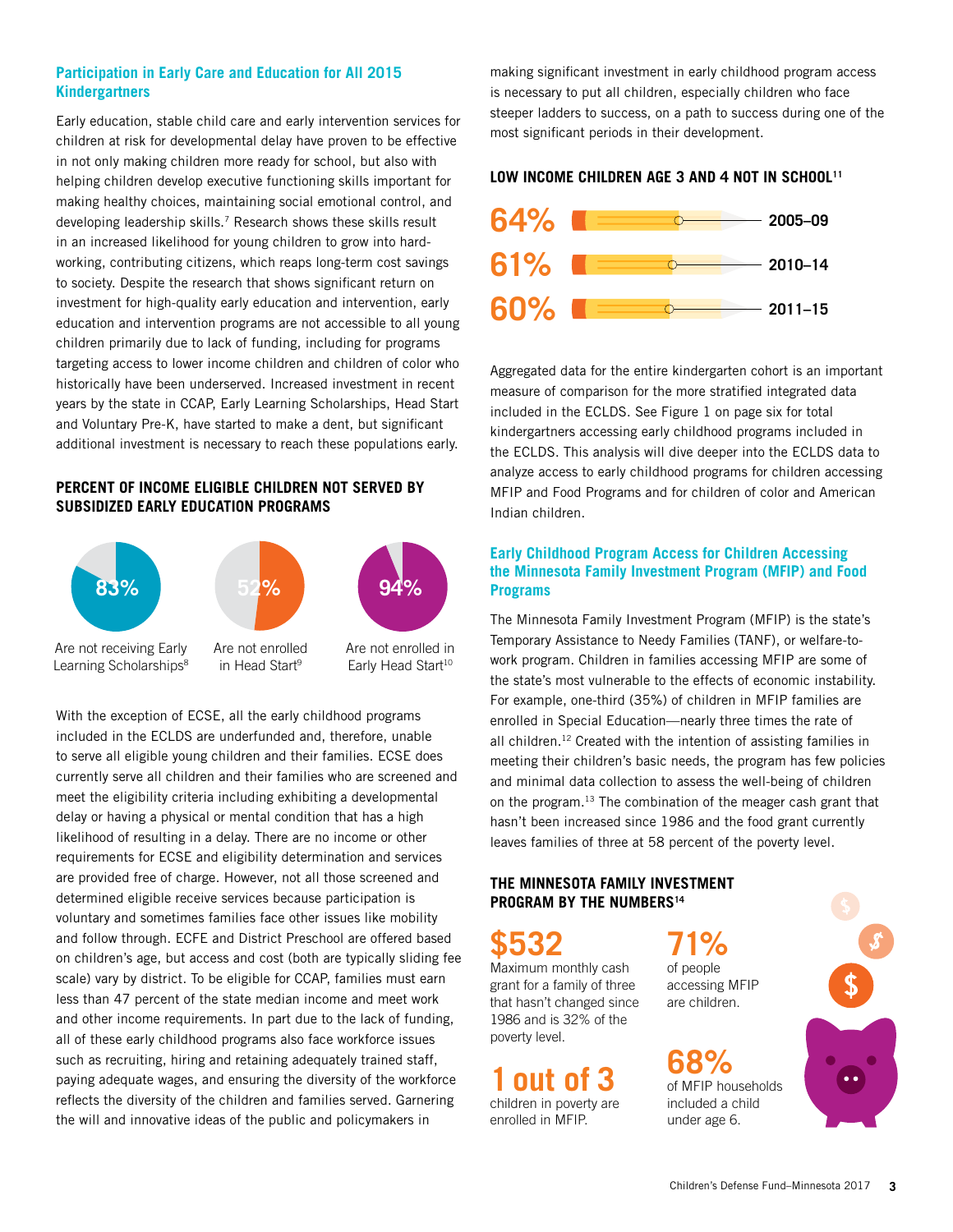### Participation in Early Care and Education for All 2015 Kindergartners

Early education, stable child care and early intervention services for children at risk for developmental delay have proven to be effective in not only making children more ready for school, but also with helping children develop executive functioning skills important for making healthy choices, maintaining social emotional control, and developing leadership skills.[7] Research shows these skills result in an increased likelihood for young children to grow into hard-working, contributing citizens, which reaps long-term cost savings to society. Despite the research that shows significant return on investment for high-quality early education and intervention, early education and intervention programs are not accessible to all young children primarily due to lack of funding, including for programs targeting access to lower income children and children of color who historically have been underserved. Increased investment in recent years by the state in CCAP, Early Learning Scholarships, Head Start and Voluntary Pre-K, have started to make a dent, but significant additional investment is necessary to reach these populations early.

#### PERCENT OF INCOME ELIGIBLE CHILDREN NOT SERVED BY SUBSIDIZED EARLY EDUCATION PROGRAMS

**83%** Are not receiving Early Learning Scholarships[8]

**52%** Are not enrolled in Head Start[9]

**94%** Are not enrolled in Early Head Start[10]

With the exception of ECSE, all the early childhood programs included in the ECLDS are underfunded and, therefore, unable to serve all eligible young children and their families. ECSE does currently serve all children and their families who are screened and meet the eligibility criteria including exhibiting a developmental delay or having a physical or mental condition that has a high likelihood of resulting in a delay. There are no income or other requirements for ECSE and eligibility determination and services are provided free of charge. However, not all those screened and determined eligible receive services because participation is voluntary and sometimes families face other issues like mobility and follow through. ECFE and District Preschool are offered based on children's age, but access and cost (both are typically sliding fee scale) vary by district. To be eligible for CCAP, families must earn less than 47 percent of the state median income and meet work and other income requirements. In part due to the lack of funding, all of these early childhood programs also face workforce issues such as recruiting, hiring and retaining adequately trained staff, paying adequate wages, and ensuring the diversity of the workforce reflects the diversity of the children and families served. Garnering the will and innovative ideas of the public and policymakers in making significant investment in early childhood program access is necessary to put all children, especially children who face steeper ladders to success, on a path to success during one of the most significant periods in their development.

#### LOW INCOME CHILDREN AGE 3 AND 4 NOT IN SCHOOL[11]

| Percent | Years |
|---|---|
| 64% | 2005–09 |
| 61% | 2010–14 |
| 60% | 2011–15 |

Aggregated data for the entire kindergarten cohort is an important measure of comparison for the more stratified integrated data included in the ECLDS. See Figure 1 on page six for total kindergartners accessing early childhood programs included in the ECLDS. This analysis will dive deeper into the ECLDS data to analyze access to early childhood programs for children accessing MFIP and Food Programs and for children of color and American Indian children.

### Early Childhood Program Access for Children Accessing the Minnesota Family Investment Program (MFIP) and Food Programs

The Minnesota Family Investment Program (MFIP) is the state's Temporary Assistance to Needy Families (TANF), or welfare-to-work program. Children in families accessing MFIP are some of the state's most vulnerable to the effects of economic instability. For example, one-third (35%) of children in MFIP families are enrolled in Special Education—nearly three times the rate of all children.[12] Created with the intention of assisting families in meeting their children's basic needs, the program has few policies and minimal data collection to assess the well-being of children on the program.[13] The combination of the meager cash grant that hasn't been increased since 1986 and the food grant currently leaves families of three at 58 percent of the poverty level.

#### THE MINNESOTA FAMILY INVESTMENT PROGRAM BY THE NUMBERS[14]

**$532** Maximum monthly cash grant for a family of three that hasn't changed since 1986 and is 32% of the poverty level.

**1 out of 3** children in poverty are enrolled in MFIP.

**71%** of people accessing MFIP are children.

**68%** of MFIP households included a child under age 6.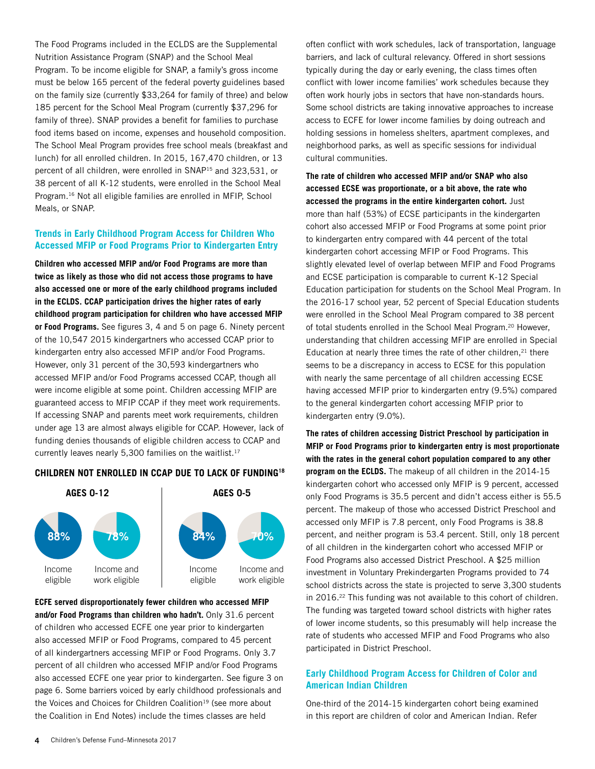The Food Programs included in the ECLDS are the Supplemental Nutrition Assistance Program (SNAP) and the School Meal Program. To be income eligible for SNAP, a family's gross income must be below 165 percent of the federal poverty guidelines based on the family size (currently $33,264 for family of three) and below 185 percent for the School Meal Program (currently $37,296 for family of three). SNAP provides a benefit for families to purchase food items based on income, expenses and household composition. The School Meal Program provides free school meals (breakfast and lunch) for all enrolled children. In 2015, 167,470 children, or 13 percent of all children, were enrolled in SNAP[15] and 323,531, or 38 percent of all K-12 students, were enrolled in the School Meal Program.[16] Not all eligible families are enrolled in MFIP, School Meals, or SNAP.

## Trends in Early Childhood Program Access for Children Who Accessed MFIP or Food Programs Prior to Kindergarten Entry

**Children who accessed MFIP and/or Food Programs are more than twice as likely as those who did not access those programs to have also accessed one or more of the early childhood programs included in the ECLDS. CCAP participation drives the higher rates of early childhood program participation for children who have accessed MFIP or Food Programs.** See figures 3, 4 and 5 on page 6. Ninety percent of the 10,547 2015 kindergartners who accessed CCAP prior to kindergarten entry also accessed MFIP and/or Food Programs. However, only 31 percent of the 30,593 kindergartners who accessed MFIP and/or Food Programs accessed CCAP, though all were income eligible at some point. Children accessing MFIP are guaranteed access to MFIP CCAP if they meet work requirements. If accessing SNAP and parents meet work requirements, children under age 13 are almost always eligible for CCAP. However, lack of funding denies thousands of eligible children access to CCAP and currently leaves nearly 5,300 families on the waitlist.[17]

### CHILDREN NOT ENROLLED IN CCAP DUE TO LACK OF FUNDING[18]

| AGES 0-12 | | AGES 0-5 | |
|---|---|---|---|
| 88% | 78% | 84% | 70% |
| Income eligible | Income and work eligible | Income eligible | Income and work eligible |

**ECFE served disproportionately fewer children who accessed MFIP and/or Food Programs than children who hadn't.** Only 31.6 percent of children who accessed ECFE one year prior to kindergarten also accessed MFIP or Food Programs, compared to 45 percent of all kindergartners accessing MFIP or Food Programs. Only 3.7 percent of all children who accessed MFIP and/or Food Programs also accessed ECFE one year prior to kindergarten. See figure 3 on page 6. Some barriers voiced by early childhood professionals and the Voices and Choices for Children Coalition[19] (see more about the Coalition in End Notes) include the times classes are held often conflict with work schedules, lack of transportation, language barriers, and lack of cultural relevancy. Offered in short sessions typically during the day or early evening, the class times often conflict with lower income families' work schedules because they often work hourly jobs in sectors that have non-standards hours. Some school districts are taking innovative approaches to increase access to ECFE for lower income families by doing outreach and holding sessions in homeless shelters, apartment complexes, and neighborhood parks, as well as specific sessions for individual cultural communities.

**The rate of children who accessed MFIP and/or SNAP who also accessed ECSE was proportionate, or a bit above, the rate who accessed the programs in the entire kindergarten cohort.** Just more than half (53%) of ECSE participants in the kindergarten cohort also accessed MFIP or Food Programs at some point prior to kindergarten entry compared with 44 percent of the total kindergarten cohort accessing MFIP or Food Programs. This slightly elevated level of overlap between MFIP and Food Programs and ECSE participation is comparable to current K-12 Special Education participation for students on the School Meal Program. In the 2016-17 school year, 52 percent of Special Education students were enrolled in the School Meal Program compared to 38 percent of total students enrolled in the School Meal Program.[20] However, understanding that children accessing MFIP are enrolled in Special Education at nearly three times the rate of other children,[21] there seems to be a discrepancy in access to ECSE for this population with nearly the same percentage of all children accessing ECSE having accessed MFIP prior to kindergarten entry (9.5%) compared to the general kindergarten cohort accessing MFIP prior to kindergarten entry (9.0%).

**The rates of children accessing District Preschool by participation in MFIP or Food Programs prior to kindergarten entry is most proportionate with the rates in the general cohort population compared to any other program on the ECLDS.** The makeup of all children in the 2014-15 kindergarten cohort who accessed only MFIP is 9 percent, accessed only Food Programs is 35.5 percent and didn't access either is 55.5 percent. The makeup of those who accessed District Preschool and accessed only MFIP is 7.8 percent, only Food Programs is 38.8 percent, and neither program is 53.4 percent. Still, only 18 percent of all children in the kindergarten cohort who accessed MFIP or Food Programs also accessed District Preschool. A $25 million investment in Voluntary Prekindergarten Programs provided to 74 school districts across the state is projected to serve 3,300 students in 2016.[22] This funding was not available to this cohort of children. The funding was targeted toward school districts with higher rates of lower income students, so this presumably will help increase the rate of students who accessed MFIP and Food Programs who also participated in District Preschool.

## Early Childhood Program Access for Children of Color and American Indian Children

One-third of the 2014-15 kindergarten cohort being examined in this report are children of color and American Indian. Refer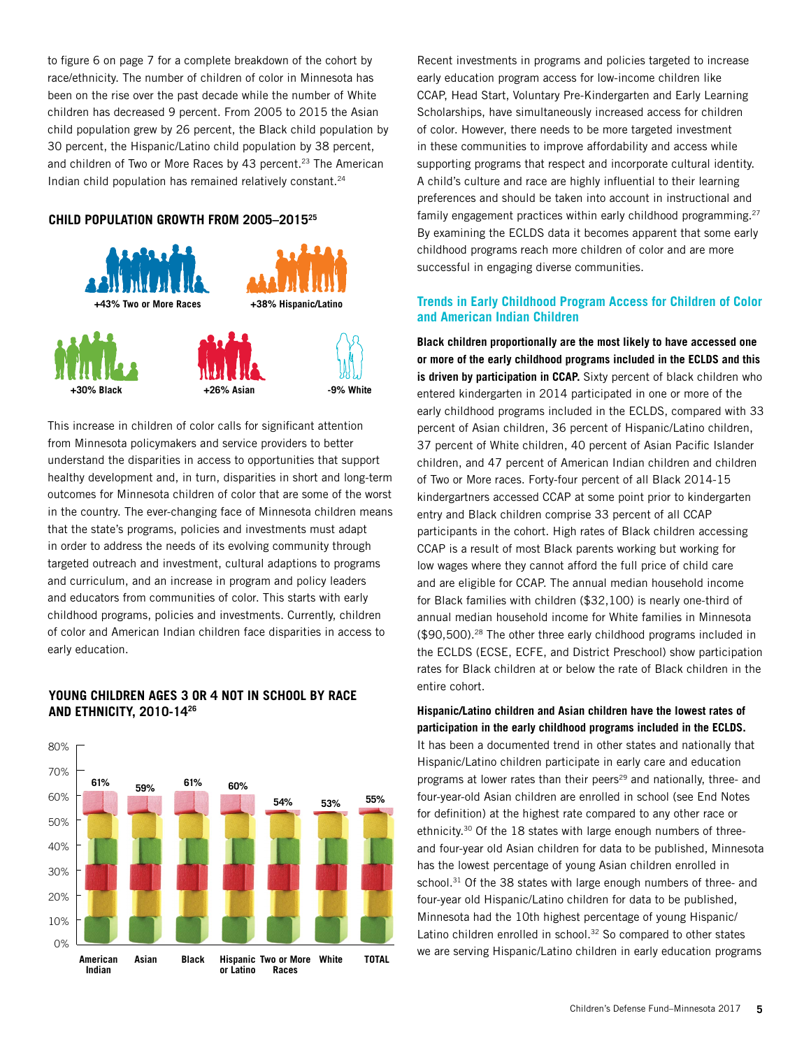to figure 6 on page 7 for a complete breakdown of the cohort by race/ethnicity. The number of children of color in Minnesota has been on the rise over the past decade while the number of White children has decreased 9 percent. From 2005 to 2015 the Asian child population grew by 26 percent, the Black child population by 30 percent, the Hispanic/Latino child population by 38 percent, and children of Two or More Races by 43 percent.[23] The American Indian child population has remained relatively constant.[24]

### CHILD POPULATION GROWTH FROM 2005–2015[25]

- +43% Two or More Races
- +38% Hispanic/Latino
- +30% Black
- +26% Asian
- -9% White

This increase in children of color calls for significant attention from Minnesota policymakers and service providers to better understand the disparities in access to opportunities that support healthy development and, in turn, disparities in short and long-term outcomes for Minnesota children of color that are some of the worst in the country. The ever-changing face of Minnesota children means that the state's programs, policies and investments must adapt in order to address the needs of its evolving community through targeted outreach and investment, cultural adaptions to programs and curriculum, and an increase in program and policy leaders and educators from communities of color. This starts with early childhood programs, policies and investments. Currently, children of color and American Indian children face disparities in access to early education.

### YOUNG CHILDREN AGES 3 OR 4 NOT IN SCHOOL BY RACE AND ETHNICITY, 2010-14[26]

| American Indian | Asian | Black | Hispanic or Latino | Two or More Races | White | TOTAL |
|---|---|---|---|---|---|---|
| 61% | 59% | 61% | 60% | 54% | 53% | 55% |

Recent investments in programs and policies targeted to increase early education program access for low-income children like CCAP, Head Start, Voluntary Pre-Kindergarten and Early Learning Scholarships, have simultaneously increased access for children of color. However, there needs to be more targeted investment in these communities to improve affordability and access while supporting programs that respect and incorporate cultural identity. A child's culture and race are highly influential to their learning preferences and should be taken into account in instructional and family engagement practices within early childhood programming.[27] By examining the ECLDS data it becomes apparent that some early childhood programs reach more children of color and are more successful in engaging diverse communities.

## Trends in Early Childhood Program Access for Children of Color and American Indian Children

**Black children proportionally are the most likely to have accessed one or more of the early childhood programs included in the ECLDS and this is driven by participation in CCAP.** Sixty percent of black children who entered kindergarten in 2014 participated in one or more of the early childhood programs included in the ECLDS, compared with 33 percent of Asian children, 36 percent of Hispanic/Latino children, 37 percent of White children, 40 percent of Asian Pacific Islander children, and 47 percent of American Indian children and children of Two or More races. Forty-four percent of all Black 2014-15 kindergartners accessed CCAP at some point prior to kindergarten entry and Black children comprise 33 percent of all CCAP participants in the cohort. High rates of Black children accessing CCAP is a result of most Black parents working but working for low wages where they cannot afford the full price of child care and are eligible for CCAP. The annual median household income for Black families with children ($32,100) is nearly one-third of annual median household income for White families in Minnesota ($90,500).[28] The other three early childhood programs included in the ECLDS (ECSE, ECFE, and District Preschool) show participation rates for Black children at or below the rate of Black children in the entire cohort.

**Hispanic/Latino children and Asian children have the lowest rates of participation in the early childhood programs included in the ECLDS.** It has been a documented trend in other states and nationally that Hispanic/Latino children participate in early care and education programs at lower rates than their peers[29] and nationally, three- and four-year-old Asian children are enrolled in school (see End Notes for definition) at the highest rate compared to any other race or ethnicity.[30] Of the 18 states with large enough numbers of three- and four-year old Asian children for data to be published, Minnesota has the lowest percentage of young Asian children enrolled in school.[31] Of the 38 states with large enough numbers of three- and four-year old Hispanic/Latino children for data to be published, Minnesota had the 10th highest percentage of young Hispanic/Latino children enrolled in school.[32] So compared to other states we are serving Hispanic/Latino children in early education programs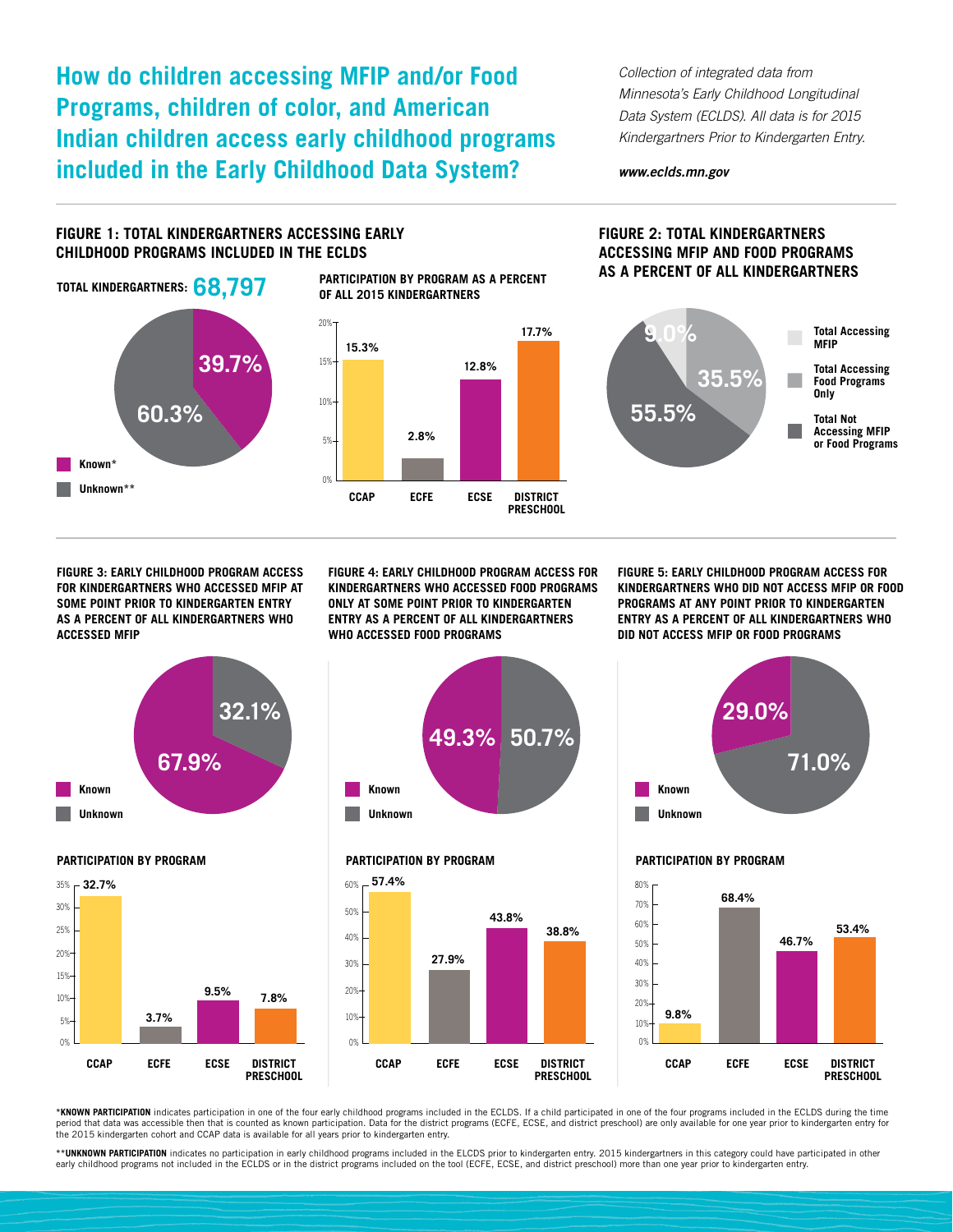# How do children accessing MFIP and/or Food Programs, children of color, and American Indian children access early childhood programs included in the Early Childhood Data System?

*Collection of integrated data from Minnesota's Early Childhood Longitudinal Data System (ECLDS). All data is for 2015 Kindergartners Prior to Kindergarten Entry.*

***www.eclds.mn.gov***

## FIGURE 1: TOTAL KINDERGARTNERS ACCESSING EARLY CHILDHOOD PROGRAMS INCLUDED IN THE ECLDS

**TOTAL KINDERGARTNERS: 68,797**

| Category | Percent |
|---|---|
| Known* | 39.7% |
| Unknown** | 60.3% |

**PARTICIPATION BY PROGRAM AS A PERCENT OF ALL 2015 KINDERGARTNERS**

| Program | Percent |
|---|---|
| CCAP | 15.3% |
| ECFE | 2.8% |
| ECSE | 12.8% |
| DISTRICT PRESCHOOL | 17.7% |

## FIGURE 2: TOTAL KINDERGARTNERS ACCESSING MFIP AND FOOD PROGRAMS AS A PERCENT OF ALL KINDERGARTNERS

| Category | Percent |
|---|---|
| Total Accessing MFIP | 9.0% |
| Total Accessing Food Programs Only | 35.5% |
| Total Not Accessing MFIP or Food Programs | 55.5% |

## FIGURE 3: EARLY CHILDHOOD PROGRAM ACCESS FOR KINDERGARTNERS WHO ACCESSED MFIP AT SOME POINT PRIOR TO KINDERGARTEN ENTRY AS A PERCENT OF ALL KINDERGARTNERS WHO ACCESSED MFIP

| Category | Percent |
|---|---|
| Known | 67.9% |
| Unknown | 32.1% |

**PARTICIPATION BY PROGRAM**

| Program | Percent |
|---|---|
| CCAP | 32.7% |
| ECFE | 3.7% |
| ECSE | 9.5% |
| DISTRICT PRESCHOOL | 7.8% |

## FIGURE 4: EARLY CHILDHOOD PROGRAM ACCESS FOR KINDERGARTNERS WHO ACCESSED FOOD PROGRAMS ONLY AT SOME POINT PRIOR TO KINDERGARTEN ENTRY AS A PERCENT OF ALL KINDERGARTNERS WHO ACCESSED FOOD PROGRAMS

| Category | Percent |
|---|---|
| Known | 49.3% |
| Unknown | 50.7% |

**PARTICIPATION BY PROGRAM**

| Program | Percent |
|---|---|
| CCAP | 57.4% |
| ECFE | 27.9% |
| ECSE | 43.8% |
| DISTRICT PRESCHOOL | 38.8% |

## FIGURE 5: EARLY CHILDHOOD PROGRAM ACCESS FOR KINDERGARTNERS WHO DID NOT ACCESS MFIP OR FOOD PROGRAMS AT ANY POINT PRIOR TO KINDERGARTEN ENTRY AS A PERCENT OF ALL KINDERGARTNERS WHO DID NOT ACCESS MFIP OR FOOD PROGRAMS

| Category | Percent |
|---|---|
| Known | 29.0% |
| Unknown | 71.0% |

**PARTICIPATION BY PROGRAM**

| Program | Percent |
|---|---|
| CCAP | 9.8% |
| ECFE | 68.4% |
| ECSE | 46.7% |
| DISTRICT PRESCHOOL | 53.4% |

*__KNOWN PARTICIPATION__ indicates participation in one of the four early childhood programs included in the ECLDS. If a child participated in one of the four programs included in the ECLDS during the time period that data was accessible then that is counted as known participation. Data for the district programs (ECFE, ECSE, and district preschool) are only available for one year prior to kindergarten entry for the 2015 kindergarten cohort and CCAP data is available for all years prior to kindergarten entry.

**__UNKNOWN PARTICIPATION__ indicates no participation in early childhood programs included in the ELCDS prior to kindergarten entry. 2015 kindergartners in this category could have participated in other early childhood programs not included in the ECLDS or in the district programs included on the tool (ECFE, ECSE, and district preschool) more than one year prior to kindergarten entry.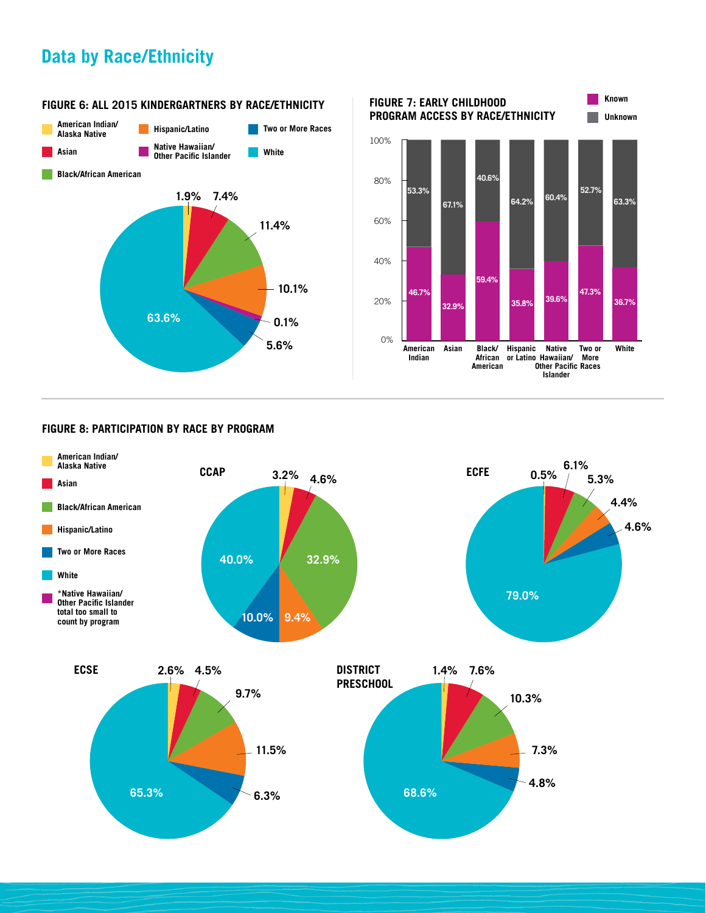## Data by Race/Ethnicity

### FIGURE 6: ALL 2015 KINDERGARTNERS BY RACE/ETHNICITY

| Race/Ethnicity | Percent |
|---|---|
| American Indian/ Alaska Native | 1.9% |
| Asian | 7.4% |
| Black/African American | 11.4% |
| Hispanic/Latino | 10.1% |
| Native Hawaiian/ Other Pacific Islander | 0.1% |
| Two or More Races | 5.6% |
| White | 63.6% |

### FIGURE 7: EARLY CHILDHOOD PROGRAM ACCESS BY RACE/ETHNICITY

| Race/Ethnicity | Known | Unknown |
|---|---|---|
| American Indian | 46.7% | 53.3% |
| Asian | 32.9% | 67.1% |
| Black/ African American | 59.4% | 40.6% |
| Hispanic or Latino | 35.8% | 64.2% |
| Native Hawaiian/ Other Pacific Islander | 39.6% | 60.4% |
| Two or More Races | 47.3% | 52.7% |
| White | 36.7% | 63.3% |

### FIGURE 8: PARTICIPATION BY RACE BY PROGRAM

| Race/Ethnicity | CCAP | ECFE | ECSE | DISTRICT PRESCHOOL |
|---|---|---|---|---|
| American Indian/ Alaska Native | 3.2% | 0.5% | 2.6% | 1.4% |
| Asian | 4.6% | 6.1% | 4.5% | 7.6% |
| Black/African American | 32.9% | 5.3% | 9.7% | 10.3% |
| Hispanic/Latino | 9.4% | 4.4% | 11.5% | 7.3% |
| Two or More Races | 10.0% | 4.6% | 6.3% | 4.8% |
| White | 40.0% | 79.0% | 65.3% | 68.6% |

*Native Hawaiian/ Other Pacific Islander total too small to count by program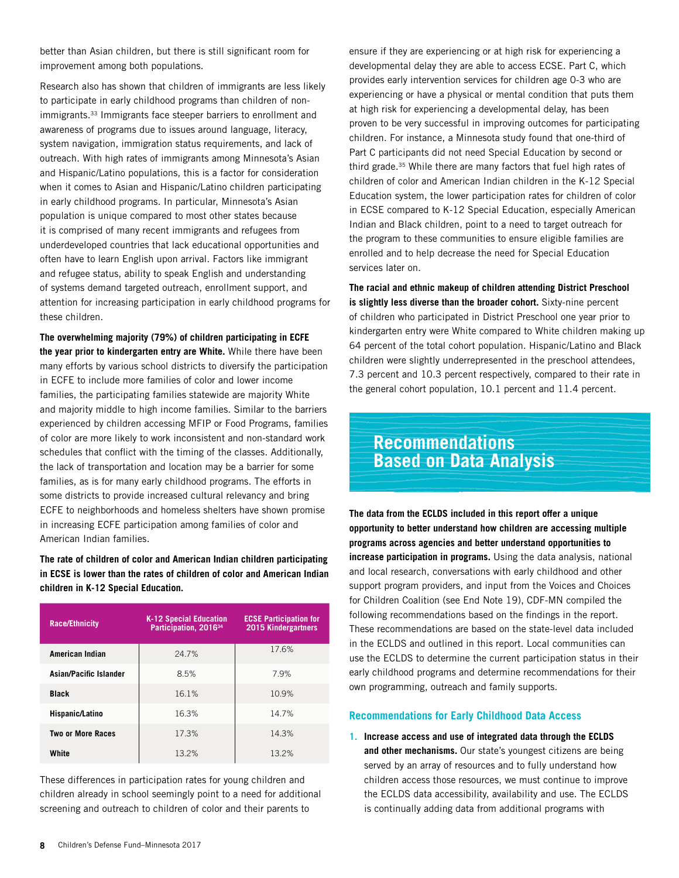better than Asian children, but there is still significant room for improvement among both populations.

Research also has shown that children of immigrants are less likely to participate in early childhood programs than children of non-immigrants.[33] Immigrants face steeper barriers to enrollment and awareness of programs due to issues around language, literacy, system navigation, immigration status requirements, and lack of outreach. With high rates of immigrants among Minnesota's Asian and Hispanic/Latino populations, this is a factor for consideration when it comes to Asian and Hispanic/Latino children participating in early childhood programs. In particular, Minnesota's Asian population is unique compared to most other states because it is comprised of many recent immigrants and refugees from underdeveloped countries that lack educational opportunities and often have to learn English upon arrival. Factors like immigrant and refugee status, ability to speak English and understanding of systems demand targeted outreach, enrollment support, and attention for increasing participation in early childhood programs for these children.

**The overwhelming majority (79%) of children participating in ECFE the year prior to kindergarten entry are White.** While there have been many efforts by various school districts to diversify the participation in ECFE to include more families of color and lower income families, the participating families statewide are majority White and majority middle to high income families. Similar to the barriers experienced by children accessing MFIP or Food Programs, families of color are more likely to work inconsistent and non-standard work schedules that conflict with the timing of the classes. Additionally, the lack of transportation and location may be a barrier for some families, as is for many early childhood programs. The efforts in some districts to provide increased cultural relevancy and bring ECFE to neighborhoods and homeless shelters have shown promise in increasing ECFE participation among families of color and American Indian families.

**The rate of children of color and American Indian children participating in ECSE is lower than the rates of children of color and American Indian children in K-12 Special Education.**

| Race/Ethnicity | K-12 Special Education Participation, 2016[34] | ECSE Participation for 2015 Kindergartners |
|---|---|---|
| American Indian | 24.7% | 17.6% |
| Asian/Pacific Islander | 8.5% | 7.9% |
| Black | 16.1% | 10.9% |
| Hispanic/Latino | 16.3% | 14.7% |
| Two or More Races | 17.3% | 14.3% |
| White | 13.2% | 13.2% |

These differences in participation rates for young children and children already in school seemingly point to a need for additional screening and outreach to children of color and their parents to ensure if they are experiencing or at high risk for experiencing a developmental delay they are able to access ECSE. Part C, which provides early intervention services for children age 0-3 who are experiencing or have a physical or mental condition that puts them at high risk for experiencing a developmental delay, has been proven to be very successful in improving outcomes for participating children. For instance, a Minnesota study found that one-third of Part C participants did not need Special Education by second or third grade.[35] While there are many factors that fuel high rates of children of color and American Indian children in the K-12 Special Education system, the lower participation rates for children of color in ECSE compared to K-12 Special Education, especially American Indian and Black children, point to a need to target outreach for the program to these communities to ensure eligible families are enrolled and to help decrease the need for Special Education services later on.

**The racial and ethnic makeup of children attending District Preschool is slightly less diverse than the broader cohort.** Sixty-nine percent of children who participated in District Preschool one year prior to kindergarten entry were White compared to White children making up 64 percent of the total cohort population. Hispanic/Latino and Black children were slightly underrepresented in the preschool attendees, 7.3 percent and 10.3 percent respectively, compared to their rate in the general cohort population, 10.1 percent and 11.4 percent.

## Recommendations Based on Data Analysis

**The data from the ECLDS included in this report offer a unique opportunity to better understand how children are accessing multiple programs across agencies and better understand opportunities to increase participation in programs.** Using the data analysis, national and local research, conversations with early childhood and other support program providers, and input from the Voices and Choices for Children Coalition (see End Note 19), CDF-MN compiled the following recommendations based on the findings in the report. These recommendations are based on the state-level data included in the ECLDS and outlined in this report. Local communities can use the ECLDS to determine the current participation status in their early childhood programs and determine recommendations for their own programming, outreach and family supports.

### Recommendations for Early Childhood Data Access

1. **Increase access and use of integrated data through the ECLDS and other mechanisms.** Our state's youngest citizens are being served by an array of resources and to fully understand how children access those resources, we must continue to improve the ECLDS data accessibility, availability and use. The ECLDS is continually adding data from additional programs with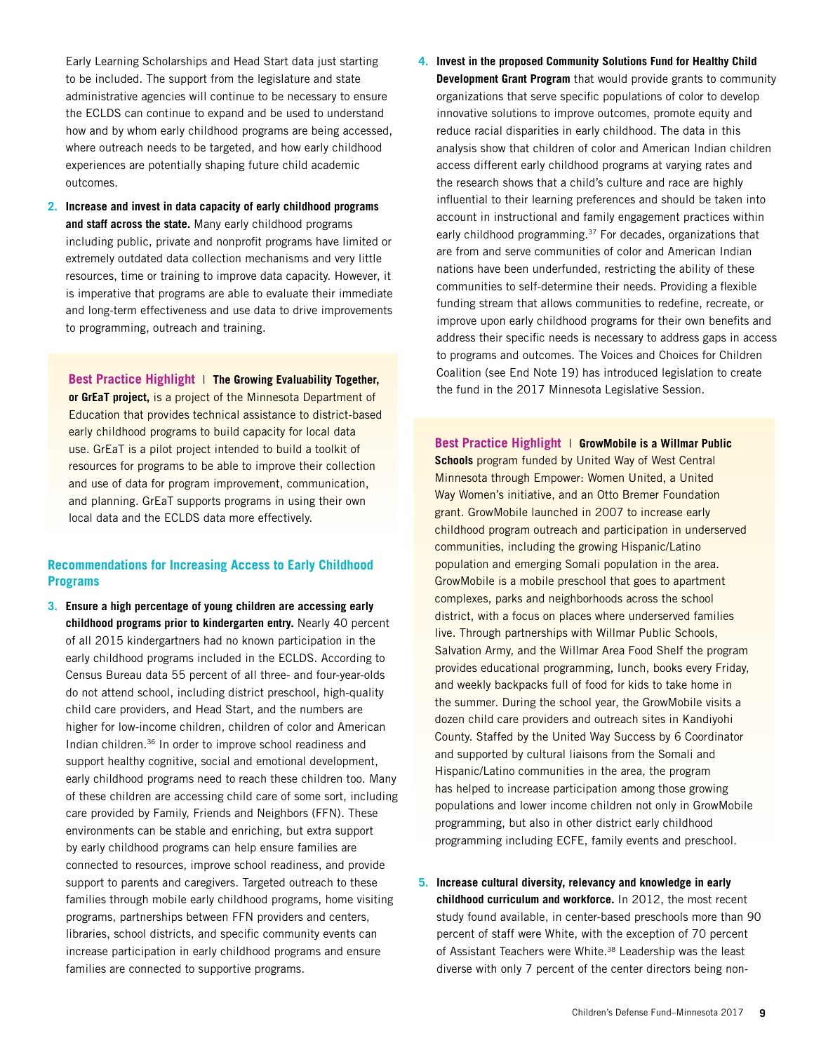Early Learning Scholarships and Head Start data just starting to be included. The support from the legislature and state administrative agencies will continue to be necessary to ensure the ECLDS can continue to expand and be used to understand how and by whom early childhood programs are being accessed, where outreach needs to be targeted, and how early childhood experiences are potentially shaping future child academic outcomes.

2. **Increase and invest in data capacity of early childhood programs and staff across the state.** Many early childhood programs including public, private and nonprofit programs have limited or extremely outdated data collection mechanisms and very little resources, time or training to improve data capacity. However, it is imperative that programs are able to evaluate their immediate and long-term effectiveness and use data to drive improvements to programming, outreach and training.

> **Best Practice Highlight** | **The Growing Evaluability Together, or GrEaT project,** is a project of the Minnesota Department of Education that provides technical assistance to district-based early childhood programs to build capacity for local data use. GrEaT is a pilot project intended to build a toolkit of resources for programs to be able to improve their collection and use of data for program improvement, communication, and planning. GrEaT supports programs in using their own local data and the ECLDS data more effectively.

## Recommendations for Increasing Access to Early Childhood Programs

3. **Ensure a high percentage of young children are accessing early childhood programs prior to kindergarten entry.** Nearly 40 percent of all 2015 kindergartners had no known participation in the early childhood programs included in the ECLDS. According to Census Bureau data 55 percent of all three- and four-year-olds do not attend school, including district preschool, high-quality child care providers, and Head Start, and the numbers are higher for low-income children, children of color and American Indian children.[36] In order to improve school readiness and support healthy cognitive, social and emotional development, early childhood programs need to reach these children too. Many of these children are accessing child care of some sort, including care provided by Family, Friends and Neighbors (FFN). These environments can be stable and enriching, but extra support by early childhood programs can help ensure families are connected to resources, improve school readiness, and provide support to parents and caregivers. Targeted outreach to these families through mobile early childhood programs, home visiting programs, partnerships between FFN providers and centers, libraries, school districts, and specific community events can increase participation in early childhood programs and ensure families are connected to supportive programs.

4. **Invest in the proposed Community Solutions Fund for Healthy Child Development Grant Program** that would provide grants to community organizations that serve specific populations of color to develop innovative solutions to improve outcomes, promote equity and reduce racial disparities in early childhood. The data in this analysis show that children of color and American Indian children access different early childhood programs at varying rates and the research shows that a child's culture and race are highly influential to their learning preferences and should be taken into account in instructional and family engagement practices within early childhood programming.[37] For decades, organizations that are from and serve communities of color and American Indian nations have been underfunded, restricting the ability of these communities to self-determine their needs. Providing a flexible funding stream that allows communities to redefine, recreate, or improve upon early childhood programs for their own benefits and address their specific needs is necessary to address gaps in access to programs and outcomes. The Voices and Choices for Children Coalition (see End Note 19) has introduced legislation to create the fund in the 2017 Minnesota Legislative Session.

> **Best Practice Highlight** | **GrowMobile is a Willmar Public Schools** program funded by United Way of West Central Minnesota through Empower: Women United, a United Way Women's initiative, and an Otto Bremer Foundation grant. GrowMobile launched in 2007 to increase early childhood program outreach and participation in underserved communities, including the growing Hispanic/Latino population and emerging Somali population in the area. GrowMobile is a mobile preschool that goes to apartment complexes, parks and neighborhoods across the school district, with a focus on places where underserved families live. Through partnerships with Willmar Public Schools, Salvation Army, and the Willmar Area Food Shelf the program provides educational programming, lunch, books every Friday, and weekly backpacks full of food for kids to take home in the summer. During the school year, the GrowMobile visits a dozen child care providers and outreach sites in Kandiyohi County. Staffed by the United Way Success by 6 Coordinator and supported by cultural liaisons from the Somali and Hispanic/Latino communities in the area, the program has helped to increase participation among those growing populations and lower income children not only in GrowMobile programming, but also in other district early childhood programming including ECFE, family events and preschool.

5. **Increase cultural diversity, relevancy and knowledge in early childhood curriculum and workforce.** In 2012, the most recent study found available, in center-based preschools more than 90 percent of staff were White, with the exception of 70 percent of Assistant Teachers were White.[38] Leadership was the least diverse with only 7 percent of the center directors being non-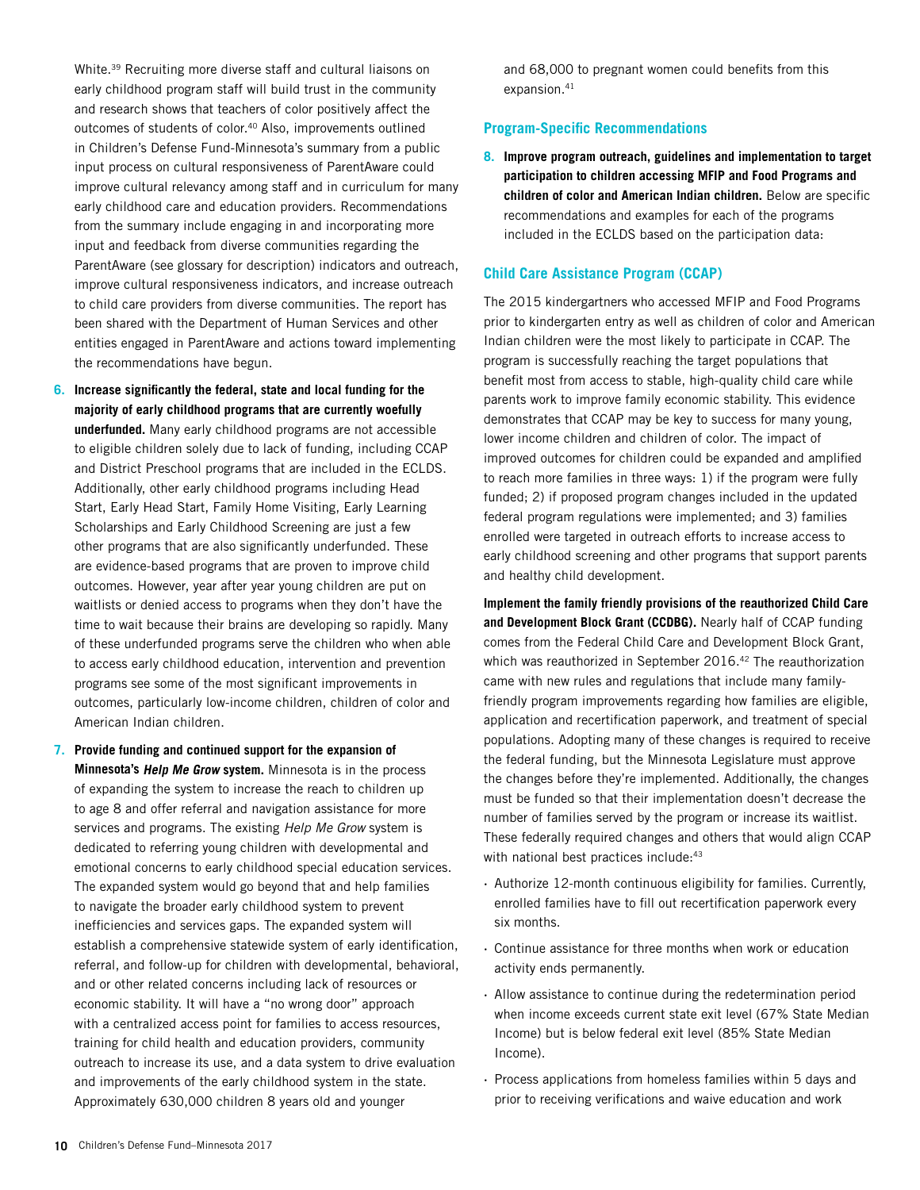White.[39] Recruiting more diverse staff and cultural liaisons on early childhood program staff will build trust in the community and research shows that teachers of color positively affect the outcomes of students of color.[40] Also, improvements outlined in Children's Defense Fund-Minnesota's summary from a public input process on cultural responsiveness of ParentAware could improve cultural relevancy among staff and in curriculum for many early childhood care and education providers. Recommendations from the summary include engaging in and incorporating more input and feedback from diverse communities regarding the ParentAware (see glossary for description) indicators and outreach, improve cultural responsiveness indicators, and increase outreach to child care providers from diverse communities. The report has been shared with the Department of Human Services and other entities engaged in ParentAware and actions toward implementing the recommendations have begun.

6. **Increase significantly the federal, state and local funding for the majority of early childhood programs that are currently woefully underfunded.** Many early childhood programs are not accessible to eligible children solely due to lack of funding, including CCAP and District Preschool programs that are included in the ECLDS. Additionally, other early childhood programs including Head Start, Early Head Start, Family Home Visiting, Early Learning Scholarships and Early Childhood Screening are just a few other programs that are also significantly underfunded. These are evidence-based programs that are proven to improve child outcomes. However, year after year young children are put on waitlists or denied access to programs when they don't have the time to wait because their brains are developing so rapidly. Many of these underfunded programs serve the children who when able to access early childhood education, intervention and prevention programs see some of the most significant improvements in outcomes, particularly low-income children, children of color and American Indian children.

7. **Provide funding and continued support for the expansion of Minnesota's *Help Me Grow* system.** Minnesota is in the process of expanding the system to increase the reach to children up to age 8 and offer referral and navigation assistance for more services and programs. The existing *Help Me Grow* system is dedicated to referring young children with developmental and emotional concerns to early childhood special education services. The expanded system would go beyond that and help families to navigate the broader early childhood system to prevent inefficiencies and services gaps. The expanded system will establish a comprehensive statewide system of early identification, referral, and follow-up for children with developmental, behavioral, and or other related concerns including lack of resources or economic stability. It will have a "no wrong door" approach with a centralized access point for families to access resources, training for child health and education providers, community outreach to increase its use, and a data system to drive evaluation and improvements of the early childhood system in the state. Approximately 630,000 children 8 years old and younger and 68,000 to pregnant women could benefits from this expansion.[41]

## Program-Specific Recommendations

8. **Improve program outreach, guidelines and implementation to target participation to children accessing MFIP and Food Programs and children of color and American Indian children.** Below are specific recommendations and examples for each of the programs included in the ECLDS based on the participation data:

### Child Care Assistance Program (CCAP)

The 2015 kindergartners who accessed MFIP and Food Programs prior to kindergarten entry as well as children of color and American Indian children were the most likely to participate in CCAP. The program is successfully reaching the target populations that benefit most from access to stable, high-quality child care while parents work to improve family economic stability. This evidence demonstrates that CCAP may be key to success for many young, lower income children and children of color. The impact of improved outcomes for children could be expanded and amplified to reach more families in three ways: 1) if the program were fully funded; 2) if proposed program changes included in the updated federal program regulations were implemented; and 3) families enrolled were targeted in outreach efforts to increase access to early childhood screening and other programs that support parents and healthy child development.

**Implement the family friendly provisions of the reauthorized Child Care and Development Block Grant (CCDBG).** Nearly half of CCAP funding comes from the Federal Child Care and Development Block Grant, which was reauthorized in September 2016.[42] The reauthorization came with new rules and regulations that include many family-friendly program improvements regarding how families are eligible, application and recertification paperwork, and treatment of special populations. Adopting many of these changes is required to receive the federal funding, but the Minnesota Legislature must approve the changes before they're implemented. Additionally, the changes must be funded so that their implementation doesn't decrease the number of families served by the program or increase its waitlist. These federally required changes and others that would align CCAP with national best practices include:[43]

- Authorize 12-month continuous eligibility for families. Currently, enrolled families have to fill out recertification paperwork every six months.
- Continue assistance for three months when work or education activity ends permanently.
- Allow assistance to continue during the redetermination period when income exceeds current state exit level (67% State Median Income) but is below federal exit level (85% State Median Income).
- Process applications from homeless families within 5 days and prior to receiving verifications and waive education and work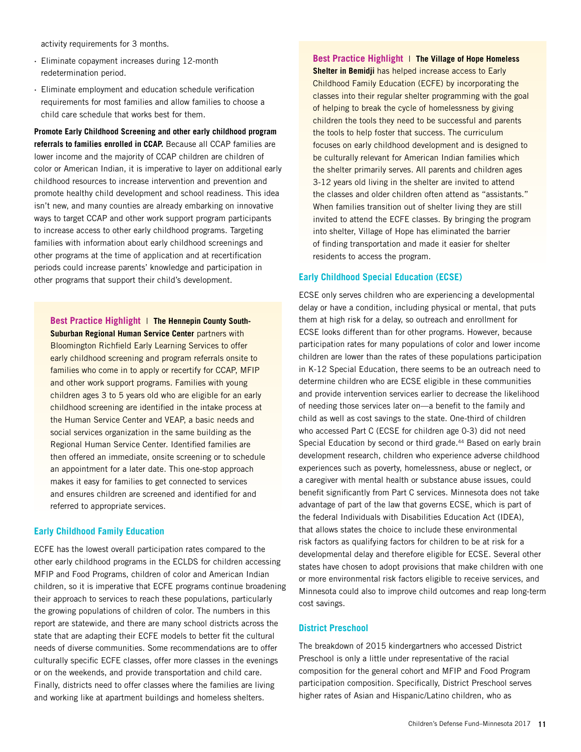activity requirements for 3 months.

- Eliminate copayment increases during 12-month redetermination period.
- Eliminate employment and education schedule verification requirements for most families and allow families to choose a child care schedule that works best for them.

**Promote Early Childhood Screening and other early childhood program referrals to families enrolled in CCAP.** Because all CCAP families are lower income and the majority of CCAP children are children of color or American Indian, it is imperative to layer on additional early childhood resources to increase intervention and prevention and promote healthy child development and school readiness. This idea isn't new, and many counties are already embarking on innovative ways to target CCAP and other work support program participants to increase access to other early childhood programs. Targeting families with information about early childhood screenings and other programs at the time of application and at recertification periods could increase parents' knowledge and participation in other programs that support their child's development.

**Best Practice Highlight** | **The Hennepin County South-Suburban Regional Human Service Center** partners with Bloomington Richfield Early Learning Services to offer early childhood screening and program referrals onsite to families who come in to apply or recertify for CCAP, MFIP and other work support programs. Families with young children ages 3 to 5 years old who are eligible for an early childhood screening are identified in the intake process at the Human Service Center and VEAP, a basic needs and social services organization in the same building as the Regional Human Service Center. Identified families are then offered an immediate, onsite screening or to schedule an appointment for a later date. This one-stop approach makes it easy for families to get connected to services and ensures children are screened and identified for and referred to appropriate services.

### Early Childhood Family Education

ECFE has the lowest overall participation rates compared to the other early childhood programs in the ECLDS for children accessing MFIP and Food Programs, children of color and American Indian children, so it is imperative that ECFE programs continue broadening their approach to services to reach these populations, particularly the growing populations of children of color. The numbers in this report are statewide, and there are many school districts across the state that are adapting their ECFE models to better fit the cultural needs of diverse communities. Some recommendations are to offer culturally specific ECFE classes, offer more classes in the evenings or on the weekends, and provide transportation and child care. Finally, districts need to offer classes where the families are living and working like at apartment buildings and homeless shelters.

**Best Practice Highlight** | **The Village of Hope Homeless Shelter in Bemidji** has helped increase access to Early Childhood Family Education (ECFE) by incorporating the classes into their regular shelter programming with the goal of helping to break the cycle of homelessness by giving children the tools they need to be successful and parents the tools to help foster that success. The curriculum focuses on early childhood development and is designed to be culturally relevant for American Indian families which the shelter primarily serves. All parents and children ages 3-12 years old living in the shelter are invited to attend the classes and older children often attend as "assistants." When families transition out of shelter living they are still invited to attend the ECFE classes. By bringing the program into shelter, Village of Hope has eliminated the barrier of finding transportation and made it easier for shelter residents to access the program.

### Early Childhood Special Education (ECSE)

ECSE only serves children who are experiencing a developmental delay or have a condition, including physical or mental, that puts them at high risk for a delay, so outreach and enrollment for ECSE looks different than for other programs. However, because participation rates for many populations of color and lower income children are lower than the rates of these populations participation in K-12 Special Education, there seems to be an outreach need to determine children who are ECSE eligible in these communities and provide intervention services earlier to decrease the likelihood of needing those services later on—a benefit to the family and child as well as cost savings to the state. One-third of children who accessed Part C (ECSE for children age 0-3) did not need Special Education by second or third grade.[44] Based on early brain development research, children who experience adverse childhood experiences such as poverty, homelessness, abuse or neglect, or a caregiver with mental health or substance abuse issues, could benefit significantly from Part C services. Minnesota does not take advantage of part of the law that governs ECSE, which is part of the federal Individuals with Disabilities Education Act (IDEA), that allows states the choice to include these environmental risk factors as qualifying factors for children to be at risk for a developmental delay and therefore eligible for ECSE. Several other states have chosen to adopt provisions that make children with one or more environmental risk factors eligible to receive services, and Minnesota could also to improve child outcomes and reap long-term cost savings.

### District Preschool

The breakdown of 2015 kindergartners who accessed District Preschool is only a little under representative of the racial composition for the general cohort and MFIP and Food Program participation composition. Specifically, District Preschool serves higher rates of Asian and Hispanic/Latino children, who as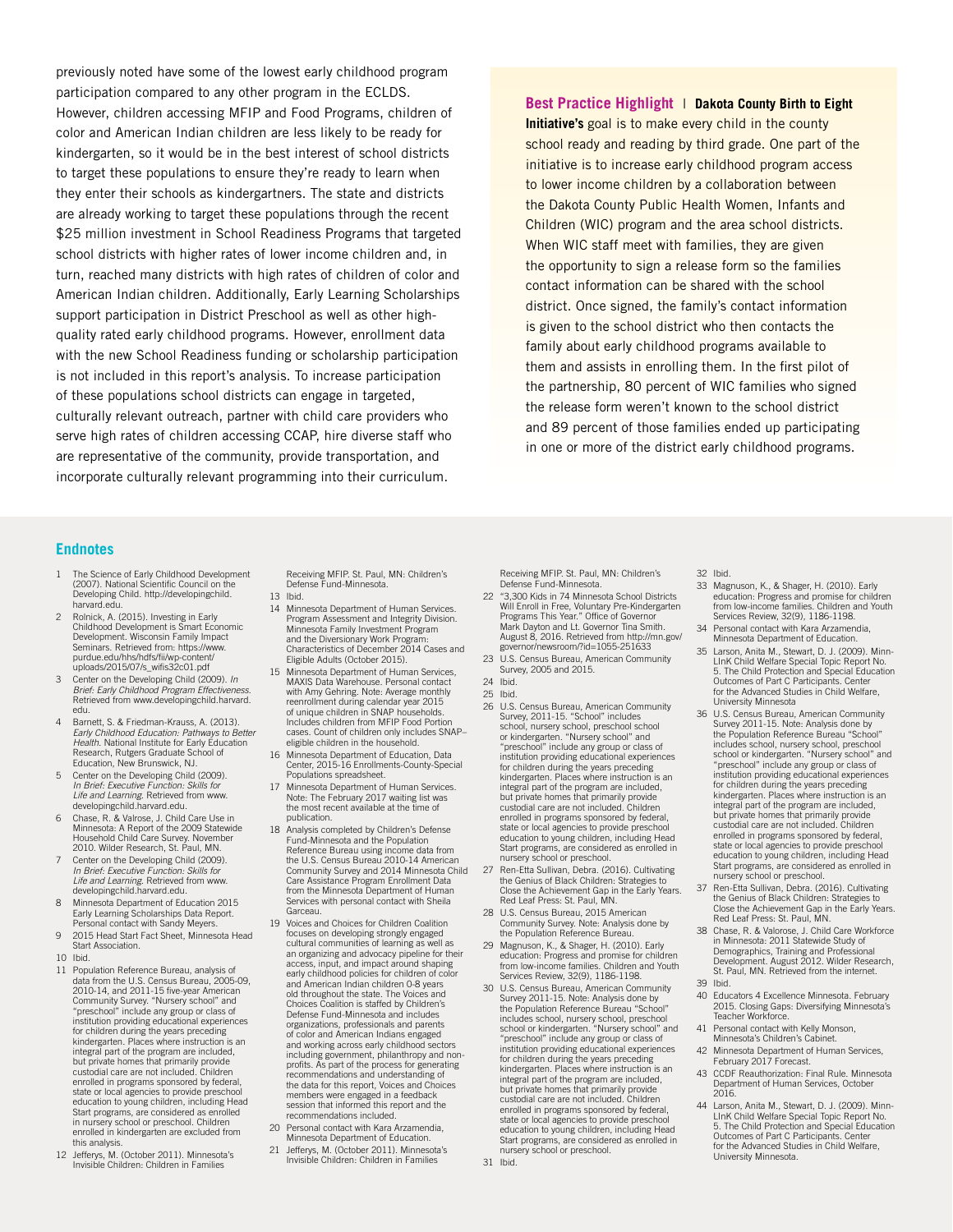previously noted have some of the lowest early childhood program participation compared to any other program in the ECLDS. However, children accessing MFIP and Food Programs, children of color and American Indian children are less likely to be ready for kindergarten, so it would be in the best interest of school districts to target these populations to ensure they're ready to learn when they enter their schools as kindergartners. The state and districts are already working to target these populations through the recent $25 million investment in School Readiness Programs that targeted school districts with higher rates of lower income children and, in turn, reached many districts with high rates of children of color and American Indian children. Additionally, Early Learning Scholarships support participation in District Preschool as well as other high-quality rated early childhood programs. However, enrollment data with the new School Readiness funding or scholarship participation is not included in this report's analysis. To increase participation of these populations school districts can engage in targeted, culturally relevant outreach, partner with child care providers who serve high rates of children accessing CCAP, hire diverse staff who are representative of the community, provide transportation, and incorporate culturally relevant programming into their curriculum.

**Best Practice Highlight** | **Dakota County Birth to Eight Initiative's** goal is to make every child in the county school ready and reading by third grade. One part of the initiative is to increase early childhood program access to lower income children by a collaboration between the Dakota County Public Health Women, Infants and Children (WIC) program and the area school districts. When WIC staff meet with families, they are given the opportunity to sign a release form so the families contact information can be shared with the school district. Once signed, the family's contact information is given to the school district who then contacts the family about early childhood programs available to them and assists in enrolling them. In the first pilot of the partnership, 80 percent of WIC families who signed the release form weren't known to the school district and 89 percent of those families ended up participating in one or more of the district early childhood programs.

## Endnotes

1. The Science of Early Childhood Development (2007). National Scientific Council on the Developing Child. http://developingchild.harvard.edu.
2. Rolnick, A. (2015). Investing in Early Childhood Development is Smart Economic Development. Wisconsin Family Impact Seminars. Retrieved from: https://www.purdue.edu/hhs/hdfs/fii/wp-content/uploads/2015/07/s_wifis32c01.pdf
3. Center on the Developing Child (2009). *In Brief: Early Childhood Program Effectiveness.* Retrieved from www.developingchild.harvard.edu.
4. Barnett, S. & Friedman-Krauss, A. (2013). *Early Childhood Education: Pathways to Better Health.* National Institute for Early Education Research, Rutgers Graduate School of Education, New Brunswick, NJ.
5. Center on the Developing Child (2009). *In Brief: Executive Function: Skills for Life and Learning.* Retrieved from www.developingchild.harvard.edu.
6. Chase, R. & Valrose, J. Child Care Use in Minnesota: A Report of the 2009 Statewide Household Child Care Survey. November 2010. Wilder Research, St. Paul, MN.
7. Center on the Developing Child (2009). *In Brief: Executive Function: Skills for Life and Learning.* Retrieved from www.developingchild.harvard.edu.
8. Minnesota Department of Education 2015 Early Learning Scholarships Data Report. Personal contact with Sandy Meyers.
9. 2015 Head Start Fact Sheet, Minnesota Head Start Association.
10. Ibid.
11. Population Reference Bureau, analysis of data from the U.S. Census Bureau, 2005-09, 2010-14, and 2011-15 five-year American Community Survey. "Nursery school" and "preschool" include any group or class of institution providing educational experiences for children during the years preceding kindergarten. Places where instruction is an integral part of the program are included, but private homes that primarily provide custodial care are not included. Children enrolled in programs sponsored by federal, state or local agencies to provide preschool education to young children, including Head Start programs, are considered as enrolled in nursery school or preschool. Children enrolled in kindergarten are excluded from this analysis.
12. Jefferys, M. (October 2011). Minnesota's Invisible Children: Children in Families Receiving MFIP. St. Paul, MN: Children's Defense Fund-Minnesota.
13. Ibid.
14. Minnesota Department of Human Services. Program Assessment and Integrity Division. Minnesota Family Investment Program and the Diversionary Work Program: Characteristics of December 2014 Cases and Eligible Adults (October 2015).
15. Minnesota Department of Human Services, MAXIS Data Warehouse. Personal contact with Amy Gehring. Note: Average monthly reenrollment during calendar year 2015 of unique children in SNAP households. Includes children from MFIP Food Portion cases. Count of children only includes SNAP–eligible children in the household.
16. Minnesota Department of Education, Data Center, 2015-16 Enrollments-County-Special Populations spreadsheet.
17. Minnesota Department of Human Services. Note: The February 2017 waiting list was the most recent available at the time of publication.
18. Analysis completed by Children's Defense Fund-Minnesota and the Population Reference Bureau using income data from the U.S. Census Bureau 2010-14 American Community Survey and 2014 Minnesota Child Care Assistance Program Enrollment Data from the Minnesota Department of Human Services with personal contact with Sheila Garceau.
19. Voices and Choices for Children Coalition focuses on developing strongly engaged cultural communities of learning as well as an organizing and advocacy pipeline for their access, input, and impact around shaping early childhood policies for children of color and American Indian children 0-8 years old throughout the state. The Voices and Choices Coalition is staffed by Children's Defense Fund-Minnesota and includes organizations, professionals and parents of color and American Indians engaged and working across early childhood sectors including government, philanthropy and non-profits. As part of the process for generating recommendations and understanding of the data for this report, Voices and Choices members were engaged in a feedback session that informed this report and the recommendations included.
20. Personal contact with Kara Arzamendia, Minnesota Department of Education.
21. Jefferys, M. (October 2011). Minnesota's Invisible Children: Children in Families Receiving MFIP. St. Paul, MN: Children's Defense Fund-Minnesota.
22. "3,300 Kids in 74 Minnesota School Districts Will Enroll in Free, Voluntary Pre-Kindergarten Programs This Year." Office of Governor Mark Dayton and Lt. Governor Tina Smith. August 8, 2016. Retrieved from http://mn.gov/governor/newsroom/?id=1055-251633
23. U.S. Census Bureau, American Community Survey, 2005 and 2015.
24. Ibid.
25. Ibid.
26. U.S. Census Bureau, American Community Survey, 2011-15. "School" includes school, nursery school, preschool school or kindergarten. "Nursery school" and "preschool" include any group or class of institution providing educational experiences for children during the years preceding kindergarten. Places where instruction is an integral part of the program are included, but private homes that primarily provide custodial care are not included. Children enrolled in programs sponsored by federal, state or local agencies to provide preschool education to young children, including Head Start programs, are considered as enrolled in nursery school or preschool.
27. Ren-Etta Sullivan, Debra. (2016). Cultivating the Genius of Black Children: Strategies to Close the Achievement Gap in the Early Years. Red Leaf Press: St. Paul, MN.
28. U.S. Census Bureau, 2015 American Community Survey. Note: Analysis done by the Population Reference Bureau.
29. Magnuson, K., & Shager, H. (2010). Early education: Progress and promise for children from low-income families. Children and Youth Services Review, 32(9), 1186-1198.
30. U.S. Census Bureau, American Community Survey 2011-15. Note: Analysis done by the Population Reference Bureau "School" includes school, nursery school, preschool school or kindergarten. "Nursery school" and "preschool" include any group or class of institution providing educational experiences for children during the years preceding kindergarten. Places where instruction is an integral part of the program are included, but private homes that primarily provide custodial care are not included. Children enrolled in programs sponsored by federal, state or local agencies to provide preschool education to young children, including Head Start programs, are considered as enrolled in nursery school or preschool.
31. Ibid.
32. Ibid.
33. Magnuson, K., & Shager, H. (2010). Early education: Progress and promise for children from low-income families. Children and Youth Services Review, 32(9), 1186-1198.
34. Personal contact with Kara Arzamendia, Minnesota Department of Education.
35. Larson, Anita M., Stewart, D. J. (2009). Minn-LInK Child Welfare Special Topic Report No. 5. The Child Protection and Special Education Outcomes of Part C Participants. Center for the Advanced Studies in Child Welfare, University Minnesota
36. U.S. Census Bureau, American Community Survey 2011-15. Note: Analysis done by the Population Reference Bureau "School" includes school, nursery school, preschool school or kindergarten. "Nursery school" and "preschool" include any group or class of institution providing educational experiences for children during the years preceding kindergarten. Places where instruction is an integral part of the program are included, but private homes that primarily provide custodial care are not included. Children enrolled in programs sponsored by federal, state or local agencies to provide preschool education to young children, including Head Start programs, are considered as enrolled in nursery school or preschool.
37. Ren-Etta Sullivan, Debra. (2016). Cultivating the Genius of Black Children: Strategies to Close the Achievement Gap in the Early Years. Red Leaf Press: St. Paul, MN.
38. Chase, R. & Valrose, J. Child Care Workforce in Minnesota: 2011 Statewide Study of Demographics, Training and Professional Development. August 2012. Wilder Research, St. Paul, MN. Retrieved from the internet.
39. Ibid.
40. Educators 4 Excellence Minnesota. February 2015. Closing Gaps: Diversifying Minnesota's Teacher Workforce.
41. Personal contact with Kelly Monson, Minnesota's Children's Cabinet.
42. Minnesota Department of Human Services, February 2017 Forecast.
43. CCDF Reauthorization: Final Rule. Minnesota Department of Human Services, October 2016.
44. Larson, Anita M., Stewart, D. J. (2009). Minn-LInK Child Welfare Special Topic Report No. 5. The Child Protection and Special Education Outcomes of Part C Participants. Center for the Advanced Studies in Child Welfare, University Minnesota.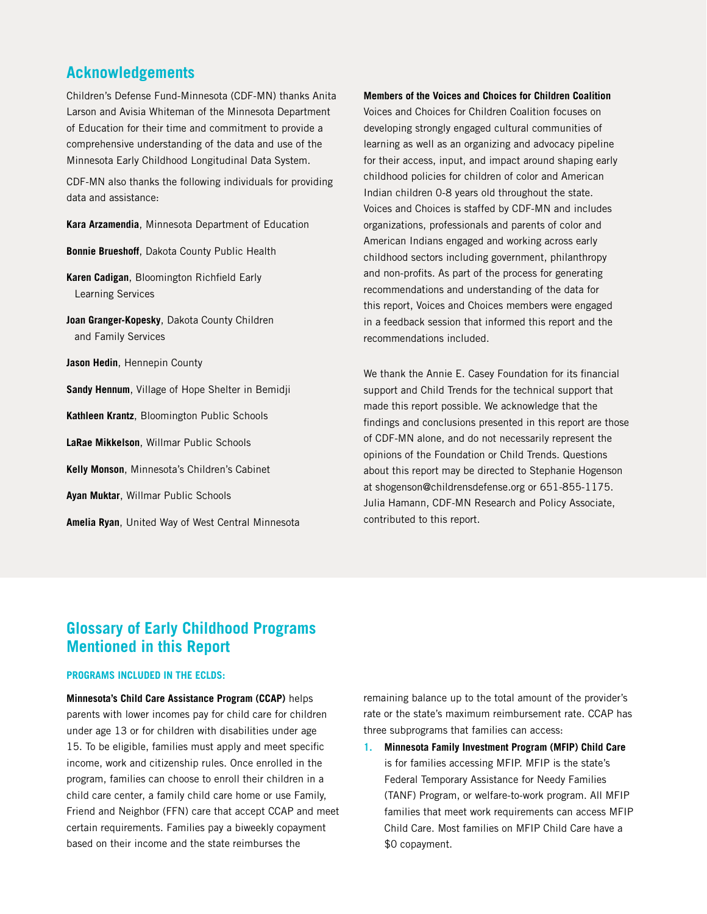## Acknowledgements

Children's Defense Fund-Minnesota (CDF-MN) thanks Anita Larson and Avisia Whiteman of the Minnesota Department of Education for their time and commitment to provide a comprehensive understanding of the data and use of the Minnesota Early Childhood Longitudinal Data System.

CDF-MN also thanks the following individuals for providing data and assistance:

**Kara Arzamendia**, Minnesota Department of Education

**Bonnie Brueshoff**, Dakota County Public Health

**Karen Cadigan**, Bloomington Richfield Early Learning Services

**Joan Granger-Kopesky**, Dakota County Children and Family Services

**Jason Hedin**, Hennepin County

**Sandy Hennum**, Village of Hope Shelter in Bemidji

**Kathleen Krantz**, Bloomington Public Schools

**LaRae Mikkelson**, Willmar Public Schools

**Kelly Monson**, Minnesota's Children's Cabinet

**Ayan Muktar**, Willmar Public Schools

**Amelia Ryan**, United Way of West Central Minnesota

**Members of the Voices and Choices for Children Coalition**
Voices and Choices for Children Coalition focuses on developing strongly engaged cultural communities of learning as well as an organizing and advocacy pipeline for their access, input, and impact around shaping early childhood policies for children of color and American Indian children 0-8 years old throughout the state. Voices and Choices is staffed by CDF-MN and includes organizations, professionals and parents of color and American Indians engaged and working across early childhood sectors including government, philanthropy and non-profits. As part of the process for generating recommendations and understanding of the data for this report, Voices and Choices members were engaged in a feedback session that informed this report and the recommendations included.

We thank the Annie E. Casey Foundation for its financial support and Child Trends for the technical support that made this report possible. We acknowledge that the findings and conclusions presented in this report are those of CDF-MN alone, and do not necessarily represent the opinions of the Foundation or Child Trends. Questions about this report may be directed to Stephanie Hogenson at shogenson@childrensdefense.org or 651-855-1175. Julia Hamann, CDF-MN Research and Policy Associate, contributed to this report.

## Glossary of Early Childhood Programs Mentioned in this Report

### PROGRAMS INCLUDED IN THE ECLDS:

**Minnesota's Child Care Assistance Program (CCAP)** helps parents with lower incomes pay for child care for children under age 13 or for children with disabilities under age 15. To be eligible, families must apply and meet specific income, work and citizenship rules. Once enrolled in the program, families can choose to enroll their children in a child care center, a family child care home or use Family, Friend and Neighbor (FFN) care that accept CCAP and meet certain requirements. Families pay a biweekly copayment based on their income and the state reimburses the remaining balance up to the total amount of the provider's rate or the state's maximum reimbursement rate. CCAP has three subprograms that families can access:

1. **Minnesota Family Investment Program (MFIP) Child Care** is for families accessing MFIP. MFIP is the state's Federal Temporary Assistance for Needy Families (TANF) Program, or welfare-to-work program. All MFIP families that meet work requirements can access MFIP Child Care. Most families on MFIP Child Care have a $0 copayment.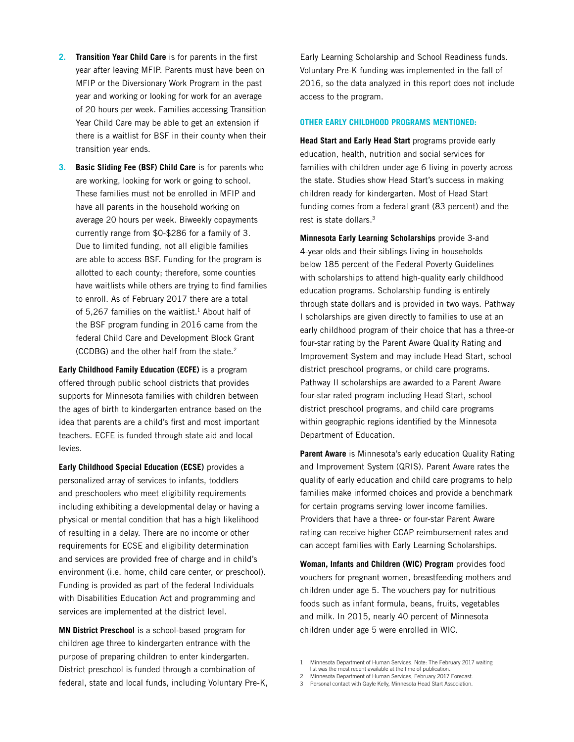2. **Transition Year Child Care** is for parents in the first year after leaving MFIP. Parents must have been on MFIP or the Diversionary Work Program in the past year and working or looking for work for an average of 20 hours per week. Families accessing Transition Year Child Care may be able to get an extension if there is a waitlist for BSF in their county when their transition year ends.

3. **Basic Sliding Fee (BSF) Child Care** is for parents who are working, looking for work or going to school. These families must not be enrolled in MFIP and have all parents in the household working on average 20 hours per week. Biweekly copayments currently range from $0-$286 for a family of 3. Due to limited funding, not all eligible families are able to access BSF. Funding for the program is allotted to each county; therefore, some counties have waitlists while others are trying to find families to enroll. As of February 2017 there are a total of 5,267 families on the waitlist.[1] About half of the BSF program funding in 2016 came from the federal Child Care and Development Block Grant (CCDBG) and the other half from the state.[2]

**Early Childhood Family Education (ECFE)** is a program offered through public school districts that provides supports for Minnesota families with children between the ages of birth to kindergarten entrance based on the idea that parents are a child's first and most important teachers. ECFE is funded through state aid and local levies.

**Early Childhood Special Education (ECSE)** provides a personalized array of services to infants, toddlers and preschoolers who meet eligibility requirements including exhibiting a developmental delay or having a physical or mental condition that has a high likelihood of resulting in a delay. There are no income or other requirements for ECSE and eligibility determination and services are provided free of charge and in child's environment (i.e. home, child care center, or preschool). Funding is provided as part of the federal Individuals with Disabilities Education Act and programming and services are implemented at the district level.

**MN District Preschool** is a school-based program for children age three to kindergarten entrance with the purpose of preparing children to enter kindergarten. District preschool is funded through a combination of federal, state and local funds, including Voluntary Pre-K, Early Learning Scholarship and School Readiness funds. Voluntary Pre-K funding was implemented in the fall of 2016, so the data analyzed in this report does not include access to the program.

#### OTHER EARLY CHILDHOOD PROGRAMS MENTIONED:

**Head Start and Early Head Start** programs provide early education, health, nutrition and social services for families with children under age 6 living in poverty across the state. Studies show Head Start's success in making children ready for kindergarten. Most of Head Start funding comes from a federal grant (83 percent) and the rest is state dollars.[3]

**Minnesota Early Learning Scholarships** provide 3-and 4-year olds and their siblings living in households below 185 percent of the Federal Poverty Guidelines with scholarships to attend high-quality early childhood education programs. Scholarship funding is entirely through state dollars and is provided in two ways. Pathway I scholarships are given directly to families to use at an early childhood program of their choice that has a three-or four-star rating by the Parent Aware Quality Rating and Improvement System and may include Head Start, school district preschool programs, or child care programs. Pathway II scholarships are awarded to a Parent Aware four-star rated program including Head Start, school district preschool programs, and child care programs within geographic regions identified by the Minnesota Department of Education.

**Parent Aware** is Minnesota's early education Quality Rating and Improvement System (QRIS). Parent Aware rates the quality of early education and child care programs to help families make informed choices and provide a benchmark for certain programs serving lower income families. Providers that have a three- or four-star Parent Aware rating can receive higher CCAP reimbursement rates and can accept families with Early Learning Scholarships.

**Woman, Infants and Children (WIC) Program** provides food vouchers for pregnant women, breastfeeding mothers and children under age 5. The vouchers pay for nutritious foods such as infant formula, beans, fruits, vegetables and milk. In 2015, nearly 40 percent of Minnesota children under age 5 were enrolled in WIC.

1 Minnesota Department of Human Services. Note: The February 2017 waiting list was the most recent available at the time of publication.
2 Minnesota Department of Human Services, February 2017 Forecast.
3 Personal contact with Gayle Kelly, Minnesota Head Start Association.